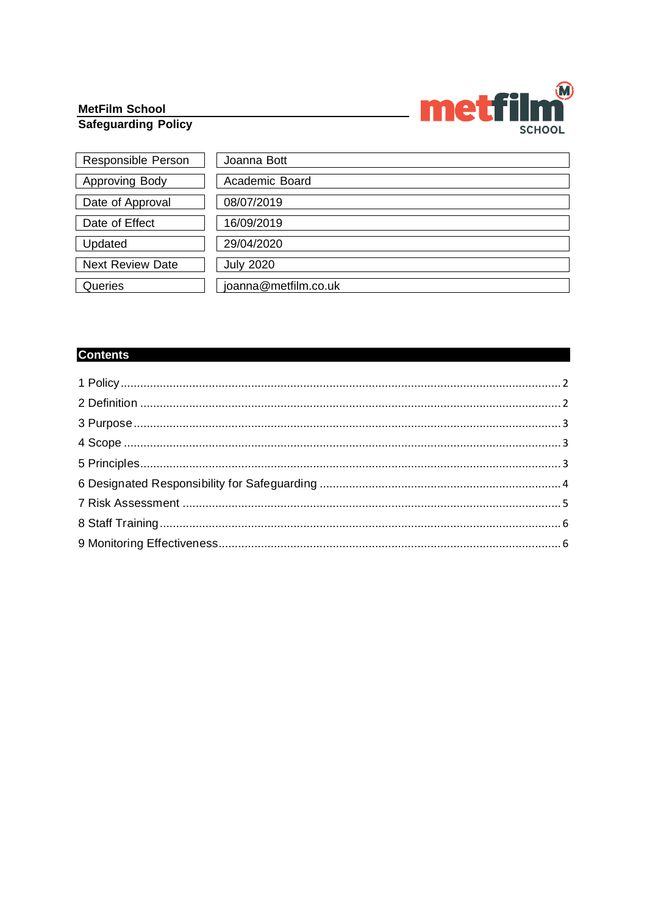**MetFilm School**
**Safeguarding Policy**

| | |
|---|---|
| Responsible Person | Joanna Bott |
| Approving Body | Academic Board |
| Date of Approval | 08/07/2019 |
| Date of Effect | 16/09/2019 |
| Updated | 29/04/2020 |
| Next Review Date | July 2020 |
| Queries | joanna@metfilm.co.uk |

## Contents

1 Policy ..... 2
2 Definition ..... 2
3 Purpose ..... 3
4 Scope ..... 3
5 Principles ..... 3
6 Designated Responsibility for Safeguarding ..... 4
7 Risk Assessment ..... 5
8 Staff Training ..... 6
9 Monitoring Effectiveness ..... 6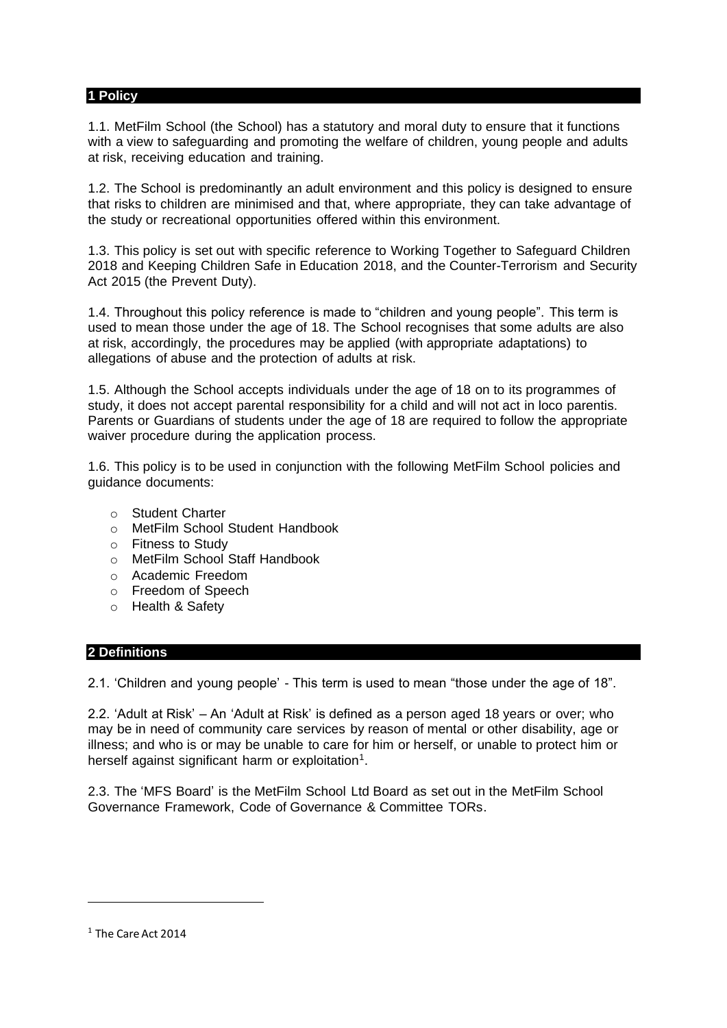## 1 Policy

1.1. MetFilm School (the School) has a statutory and moral duty to ensure that it functions with a view to safeguarding and promoting the welfare of children, young people and adults at risk, receiving education and training.

1.2. The School is predominantly an adult environment and this policy is designed to ensure that risks to children are minimised and that, where appropriate, they can take advantage of the study or recreational opportunities offered within this environment.

1.3. This policy is set out with specific reference to Working Together to Safeguard Children 2018 and Keeping Children Safe in Education 2018, and the Counter-Terrorism and Security Act 2015 (the Prevent Duty).

1.4. Throughout this policy reference is made to "children and young people". This term is used to mean those under the age of 18. The School recognises that some adults are also at risk, accordingly, the procedures may be applied (with appropriate adaptations) to allegations of abuse and the protection of adults at risk.

1.5. Although the School accepts individuals under the age of 18 on to its programmes of study, it does not accept parental responsibility for a child and will not act in loco parentis. Parents or Guardians of students under the age of 18 are required to follow the appropriate waiver procedure during the application process.

1.6. This policy is to be used in conjunction with the following MetFilm School policies and guidance documents:

- Student Charter
- MetFilm School Student Handbook
- Fitness to Study
- MetFilm School Staff Handbook
- Academic Freedom
- Freedom of Speech
- Health & Safety

## 2 Definitions

2.1. 'Children and young people' - This term is used to mean "those under the age of 18".

2.2. 'Adult at Risk' – An 'Adult at Risk' is defined as a person aged 18 years or over; who may be in need of community care services by reason of mental or other disability, age or illness; and who is or may be unable to care for him or herself, or unable to protect him or herself against significant harm or exploitation[1].

2.3. The 'MFS Board' is the MetFilm School Ltd Board as set out in the MetFilm School Governance Framework, Code of Governance & Committee TORs.

[1] The Care Act 2014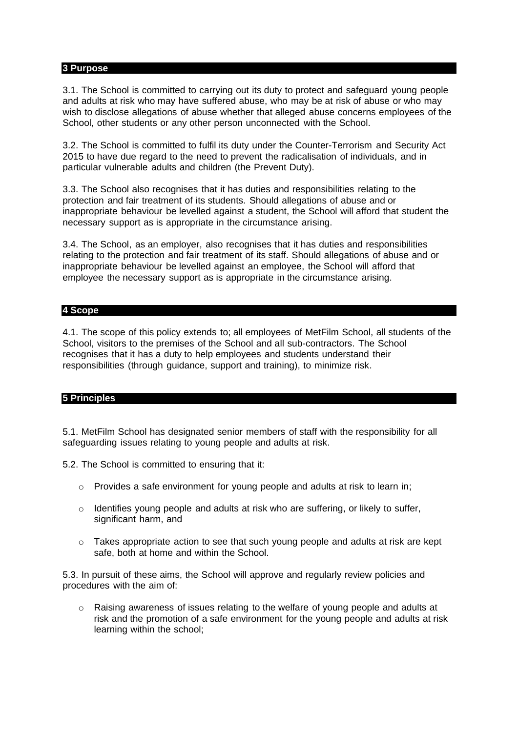## 3 Purpose

3.1. The School is committed to carrying out its duty to protect and safeguard young people and adults at risk who may have suffered abuse, who may be at risk of abuse or who may wish to disclose allegations of abuse whether that alleged abuse concerns employees of the School, other students or any other person unconnected with the School.

3.2. The School is committed to fulfil its duty under the Counter-Terrorism and Security Act 2015 to have due regard to the need to prevent the radicalisation of individuals, and in particular vulnerable adults and children (the Prevent Duty).

3.3. The School also recognises that it has duties and responsibilities relating to the protection and fair treatment of its students. Should allegations of abuse and or inappropriate behaviour be levelled against a student, the School will afford that student the necessary support as is appropriate in the circumstance arising.

3.4. The School, as an employer, also recognises that it has duties and responsibilities relating to the protection and fair treatment of its staff. Should allegations of abuse and or inappropriate behaviour be levelled against an employee, the School will afford that employee the necessary support as is appropriate in the circumstance arising.

## 4 Scope

4.1. The scope of this policy extends to; all employees of MetFilm School, all students of the School, visitors to the premises of the School and all sub-contractors. The School recognises that it has a duty to help employees and students understand their responsibilities (through guidance, support and training), to minimize risk.

## 5 Principles

5.1. MetFilm School has designated senior members of staff with the responsibility for all safeguarding issues relating to young people and adults at risk.

5.2. The School is committed to ensuring that it:

- Provides a safe environment for young people and adults at risk to learn in;
- Identifies young people and adults at risk who are suffering, or likely to suffer, significant harm, and
- Takes appropriate action to see that such young people and adults at risk are kept safe, both at home and within the School.

5.3. In pursuit of these aims, the School will approve and regularly review policies and procedures with the aim of:

- Raising awareness of issues relating to the welfare of young people and adults at risk and the promotion of a safe environment for the young people and adults at risk learning within the school;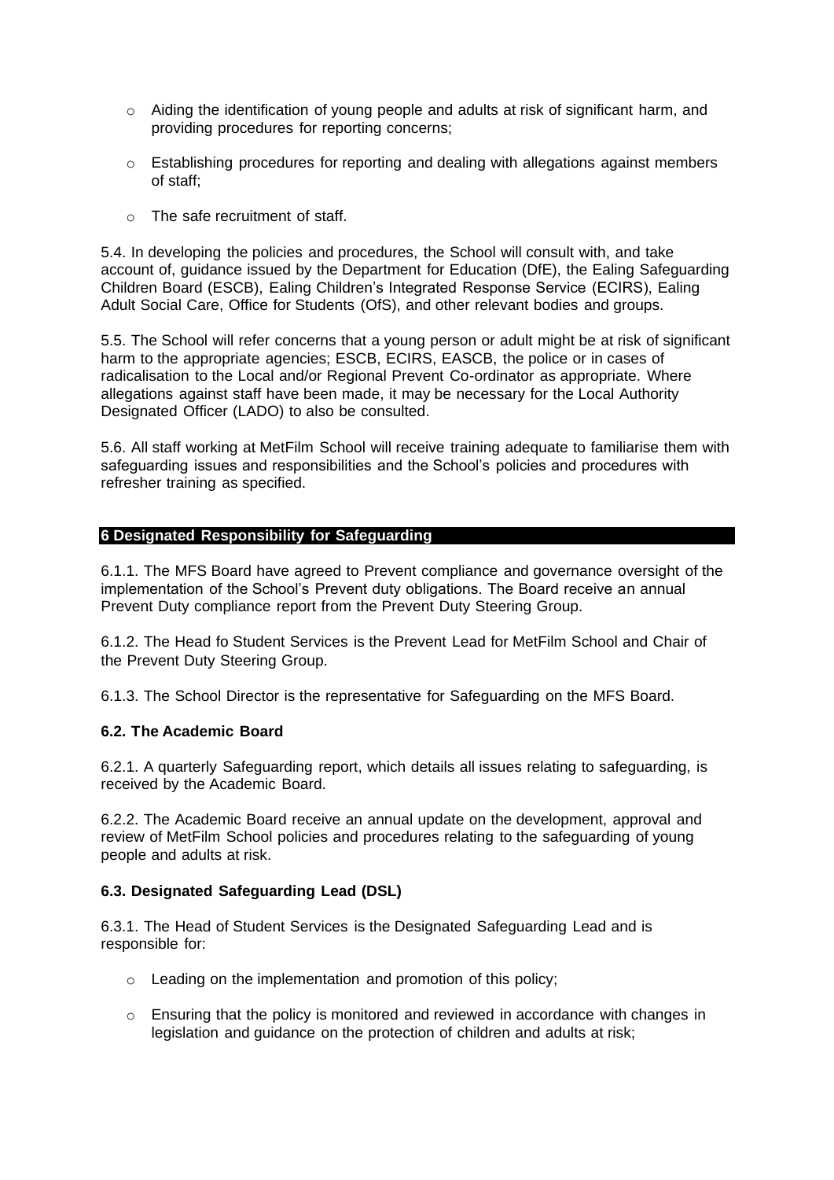- Aiding the identification of young people and adults at risk of significant harm, and providing procedures for reporting concerns;
- Establishing procedures for reporting and dealing with allegations against members of staff;
- The safe recruitment of staff.

5.4. In developing the policies and procedures, the School will consult with, and take account of, guidance issued by the Department for Education (DfE), the Ealing Safeguarding Children Board (ESCB), Ealing Children's Integrated Response Service (ECIRS), Ealing Adult Social Care, Office for Students (OfS), and other relevant bodies and groups.

5.5. The School will refer concerns that a young person or adult might be at risk of significant harm to the appropriate agencies; ESCB, ECIRS, EASCB, the police or in cases of radicalisation to the Local and/or Regional Prevent Co-ordinator as appropriate. Where allegations against staff have been made, it may be necessary for the Local Authority Designated Officer (LADO) to also be consulted.

5.6. All staff working at MetFilm School will receive training adequate to familiarise them with safeguarding issues and responsibilities and the School's policies and procedures with refresher training as specified.

## 6 Designated Responsibility for Safeguarding

6.1.1. The MFS Board have agreed to Prevent compliance and governance oversight of the implementation of the School's Prevent duty obligations. The Board receive an annual Prevent Duty compliance report from the Prevent Duty Steering Group.

6.1.2. The Head fo Student Services is the Prevent Lead for MetFilm School and Chair of the Prevent Duty Steering Group.

6.1.3. The School Director is the representative for Safeguarding on the MFS Board.

### 6.2. The Academic Board

6.2.1. A quarterly Safeguarding report, which details all issues relating to safeguarding, is received by the Academic Board.

6.2.2. The Academic Board receive an annual update on the development, approval and review of MetFilm School policies and procedures relating to the safeguarding of young people and adults at risk.

### 6.3. Designated Safeguarding Lead (DSL)

6.3.1. The Head of Student Services is the Designated Safeguarding Lead and is responsible for:

- Leading on the implementation and promotion of this policy;
- Ensuring that the policy is monitored and reviewed in accordance with changes in legislation and guidance on the protection of children and adults at risk;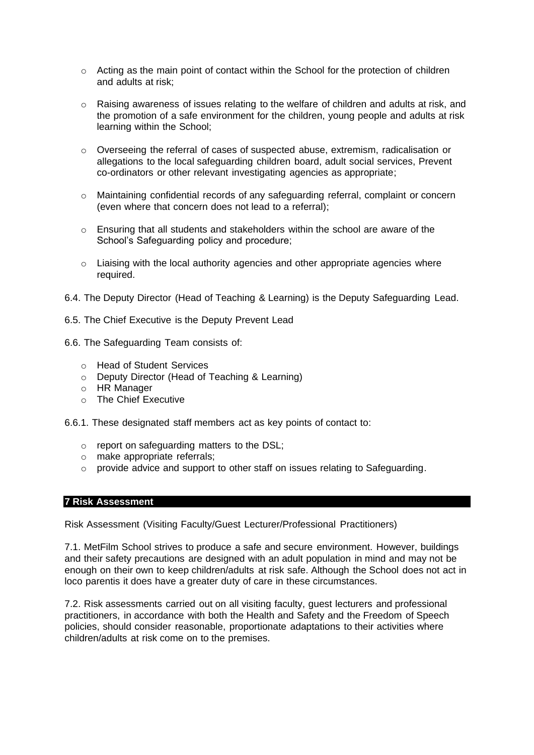- Acting as the main point of contact within the School for the protection of children and adults at risk;
- Raising awareness of issues relating to the welfare of children and adults at risk, and the promotion of a safe environment for the children, young people and adults at risk learning within the School;
- Overseeing the referral of cases of suspected abuse, extremism, radicalisation or allegations to the local safeguarding children board, adult social services, Prevent co-ordinators or other relevant investigating agencies as appropriate;
- Maintaining confidential records of any safeguarding referral, complaint or concern (even where that concern does not lead to a referral);
- Ensuring that all students and stakeholders within the school are aware of the School's Safeguarding policy and procedure;
- Liaising with the local authority agencies and other appropriate agencies where required.

6.4. The Deputy Director (Head of Teaching & Learning) is the Deputy Safeguarding Lead.

6.5. The Chief Executive is the Deputy Prevent Lead

6.6. The Safeguarding Team consists of:

- Head of Student Services
- Deputy Director (Head of Teaching & Learning)
- HR Manager
- The Chief Executive

6.6.1. These designated staff members act as key points of contact to:

- report on safeguarding matters to the DSL;
- make appropriate referrals;
- provide advice and support to other staff on issues relating to Safeguarding.

## 7 Risk Assessment

Risk Assessment (Visiting Faculty/Guest Lecturer/Professional Practitioners)

7.1. MetFilm School strives to produce a safe and secure environment. However, buildings and their safety precautions are designed with an adult population in mind and may not be enough on their own to keep children/adults at risk safe. Although the School does not act in loco parentis it does have a greater duty of care in these circumstances.

7.2. Risk assessments carried out on all visiting faculty, guest lecturers and professional practitioners, in accordance with both the Health and Safety and the Freedom of Speech policies, should consider reasonable, proportionate adaptations to their activities where children/adults at risk come on to the premises.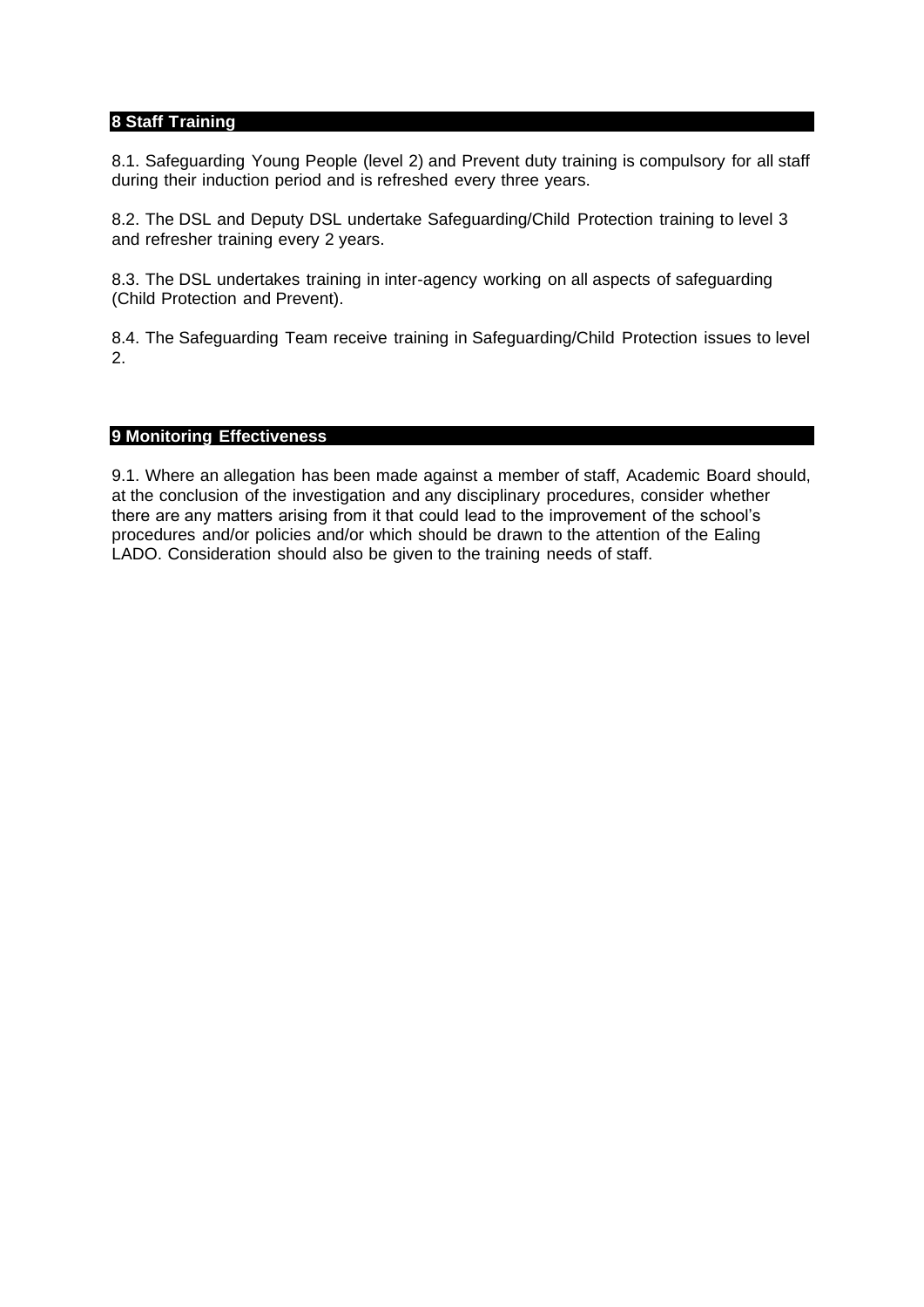## 8 Staff Training

8.1. Safeguarding Young People (level 2) and Prevent duty training is compulsory for all staff during their induction period and is refreshed every three years.

8.2. The DSL and Deputy DSL undertake Safeguarding/Child Protection training to level 3 and refresher training every 2 years.

8.3. The DSL undertakes training in inter-agency working on all aspects of safeguarding (Child Protection and Prevent).

8.4. The Safeguarding Team receive training in Safeguarding/Child Protection issues to level 2.

## 9 Monitoring Effectiveness

9.1. Where an allegation has been made against a member of staff, Academic Board should, at the conclusion of the investigation and any disciplinary procedures, consider whether there are any matters arising from it that could lead to the improvement of the school's procedures and/or policies and/or which should be drawn to the attention of the Ealing LADO. Consideration should also be given to the training needs of staff.